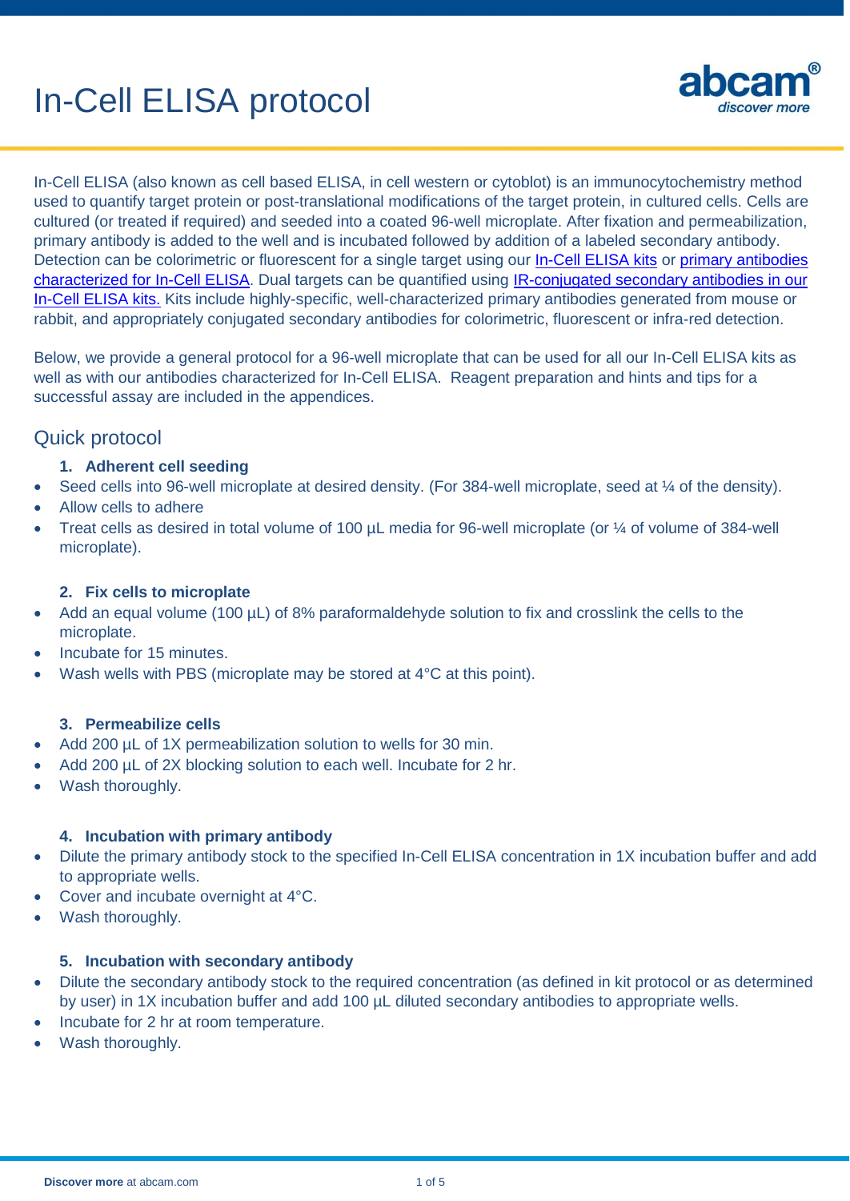# In-Cell ELISA protocol

In-Cell ELISA (also known as cell based ELISA, in cell western or cytoblot) is an immunocytochemistry method used to quantify target protein or post-translational modifications of the target protein, in cultured cells. Cells are cultured (or treated if required) and seeded into a coated 96-well microplate. After fixation and permeabilization, primary antibody is added to the well and is incubated followed by addition of a labeled secondary antibody. Detection can be colorimetric or fluorescent for a single target using our In-Cell ELISA kits or primary antibodies characterized for In-Cell ELISA. Dual targets can be quantified using IR-conjugated secondary antibodies in our In-Cell ELISA kits. Kits include highly-specific, well-characterized primary antibodies generated from mouse or rabbit, and appropriately conjugated secondary antibodies for colorimetric, fluorescent or infra-red detection.

Below, we provide a general protocol for a 96-well microplate that can be used for all our In-Cell ELISA kits as well as with our antibodies characterized for In-Cell ELISA. Reagent preparation and hints and tips for a successful assay are included in the appendices.

## Quick protocol

1. **Adherent cell seeding**

- Seed cells into 96-well microplate at desired density. (For 384-well microplate, seed at ¼ of the density).
- Allow cells to adhere
- Treat cells as desired in total volume of 100 µL media for 96-well microplate (or ¼ of volume of 384-well microplate).

2. **Fix cells to microplate**

- Add an equal volume (100 µL) of 8% paraformaldehyde solution to fix and crosslink the cells to the microplate.
- Incubate for 15 minutes.
- Wash wells with PBS (microplate may be stored at 4°C at this point).

3. **Permeabilize cells**

- Add 200 µL of 1X permeabilization solution to wells for 30 min.
- Add 200 µL of 2X blocking solution to each well. Incubate for 2 hr.
- Wash thoroughly.

4. **Incubation with primary antibody**

- Dilute the primary antibody stock to the specified In-Cell ELISA concentration in 1X incubation buffer and add to appropriate wells.
- Cover and incubate overnight at 4°C.
- Wash thoroughly.

5. **Incubation with secondary antibody**

- Dilute the secondary antibody stock to the required concentration (as defined in kit protocol or as determined by user) in 1X incubation buffer and add 100 µL diluted secondary antibodies to appropriate wells.
- Incubate for 2 hr at room temperature.
- Wash thoroughly.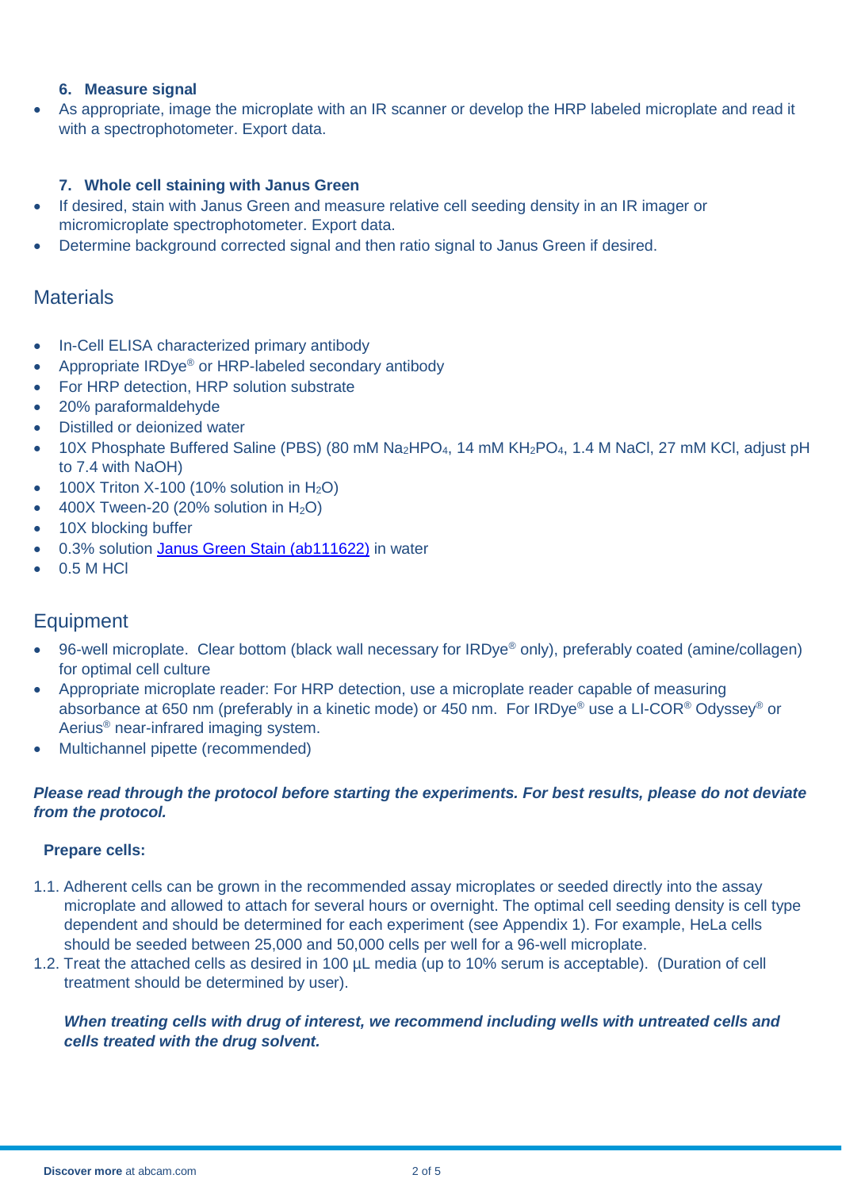### 6. Measure signal

- As appropriate, image the microplate with an IR scanner or develop the HRP labeled microplate and read it with a spectrophotometer. Export data.

### 7. Whole cell staining with Janus Green

- If desired, stain with Janus Green and measure relative cell seeding density in an IR imager or micromicroplate spectrophotometer. Export data.
- Determine background corrected signal and then ratio signal to Janus Green if desired.

## Materials

- In-Cell ELISA characterized primary antibody
- Appropriate IRDye® or HRP-labeled secondary antibody
- For HRP detection, HRP solution substrate
- 20% paraformaldehyde
- Distilled or deionized water
- 10X Phosphate Buffered Saline (PBS) (80 mM $Na_2HPO_4$, 14 mM $KH_2PO_4$, 1.4 M NaCl, 27 mM KCl, adjust pH to 7.4 with NaOH)
- 100X Triton X-100 (10% solution in $H_2O$)
- 400X Tween-20 (20% solution in $H_2O$)
- 10X blocking buffer
- 0.3% solution Janus Green Stain (ab111622) in water
- 0.5 M HCl

## Equipment

- 96-well microplate. Clear bottom (black wall necessary for IRDye® only), preferably coated (amine/collagen) for optimal cell culture
- Appropriate microplate reader: For HRP detection, use a microplate reader capable of measuring absorbance at 650 nm (preferably in a kinetic mode) or 450 nm. For IRDye® use a LI-COR® Odyssey® or Aerius® near-infrared imaging system.
- Multichannel pipette (recommended)

***Please read through the protocol before starting the experiments. For best results, please do not deviate from the protocol.***

**Prepare cells:**

1.1. Adherent cells can be grown in the recommended assay microplates or seeded directly into the assay microplate and allowed to attach for several hours or overnight. The optimal cell seeding density is cell type dependent and should be determined for each experiment (see Appendix 1). For example, HeLa cells should be seeded between 25,000 and 50,000 cells per well for a 96-well microplate.

1.2. Treat the attached cells as desired in 100 µL media (up to 10% serum is acceptable). (Duration of cell treatment should be determined by user).

***When treating cells with drug of interest, we recommend including wells with untreated cells and cells treated with the drug solvent.***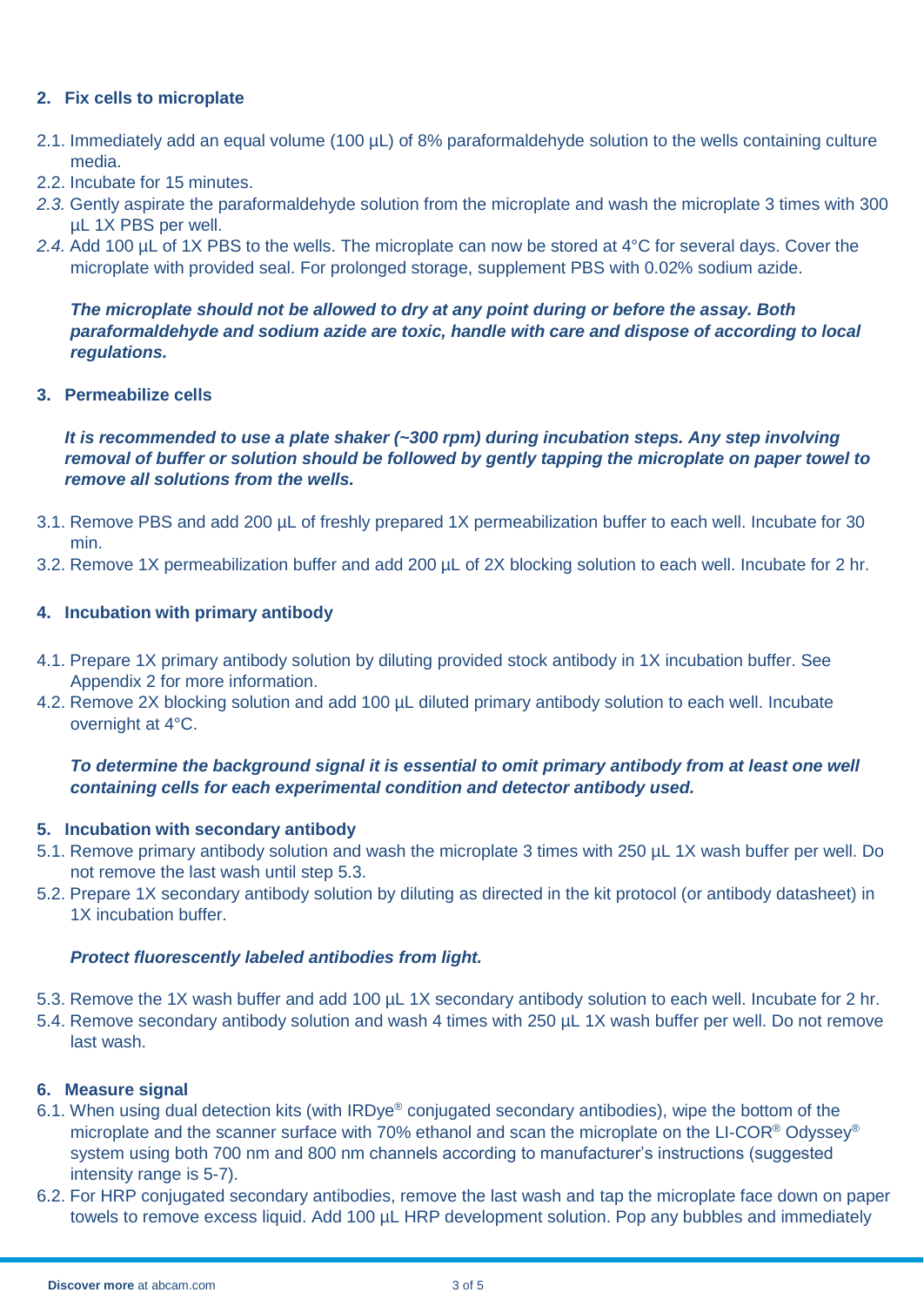## 2. Fix cells to microplate

2.1. Immediately add an equal volume (100 µL) of 8% paraformaldehyde solution to the wells containing culture media.

2.2. Incubate for 15 minutes.

*2.3.* Gently aspirate the paraformaldehyde solution from the microplate and wash the microplate 3 times with 300 µL 1X PBS per well.

*2.4.* Add 100 µL of 1X PBS to the wells. The microplate can now be stored at 4°C for several days. Cover the microplate with provided seal. For prolonged storage, supplement PBS with 0.02% sodium azide.

***The microplate should not be allowed to dry at any point during or before the assay. Both paraformaldehyde and sodium azide are toxic, handle with care and dispose of according to local regulations.***

## 3. Permeabilize cells

***It is recommended to use a plate shaker (~300 rpm) during incubation steps. Any step involving removal of buffer or solution should be followed by gently tapping the microplate on paper towel to remove all solutions from the wells.***

3.1. Remove PBS and add 200 µL of freshly prepared 1X permeabilization buffer to each well. Incubate for 30 min.

3.2. Remove 1X permeabilization buffer and add 200 µL of 2X blocking solution to each well. Incubate for 2 hr.

## 4. Incubation with primary antibody

4.1. Prepare 1X primary antibody solution by diluting provided stock antibody in 1X incubation buffer. See Appendix 2 for more information.

4.2. Remove 2X blocking solution and add 100 µL diluted primary antibody solution to each well. Incubate overnight at 4°C.

***To determine the background signal it is essential to omit primary antibody from at least one well containing cells for each experimental condition and detector antibody used.***

## 5. Incubation with secondary antibody

5.1. Remove primary antibody solution and wash the microplate 3 times with 250 µL 1X wash buffer per well. Do not remove the last wash until step 5.3.

5.2. Prepare 1X secondary antibody solution by diluting as directed in the kit protocol (or antibody datasheet) in 1X incubation buffer.

***Protect fluorescently labeled antibodies from light.***

5.3. Remove the 1X wash buffer and add 100 µL 1X secondary antibody solution to each well. Incubate for 2 hr.

5.4. Remove secondary antibody solution and wash 4 times with 250 µL 1X wash buffer per well. Do not remove last wash.

## 6. Measure signal

6.1. When using dual detection kits (with IRDye® conjugated secondary antibodies), wipe the bottom of the microplate and the scanner surface with 70% ethanol and scan the microplate on the LI-COR® Odyssey® system using both 700 nm and 800 nm channels according to manufacturer's instructions (suggested intensity range is 5-7).

6.2. For HRP conjugated secondary antibodies, remove the last wash and tap the microplate face down on paper towels to remove excess liquid. Add 100 µL HRP development solution. Pop any bubbles and immediately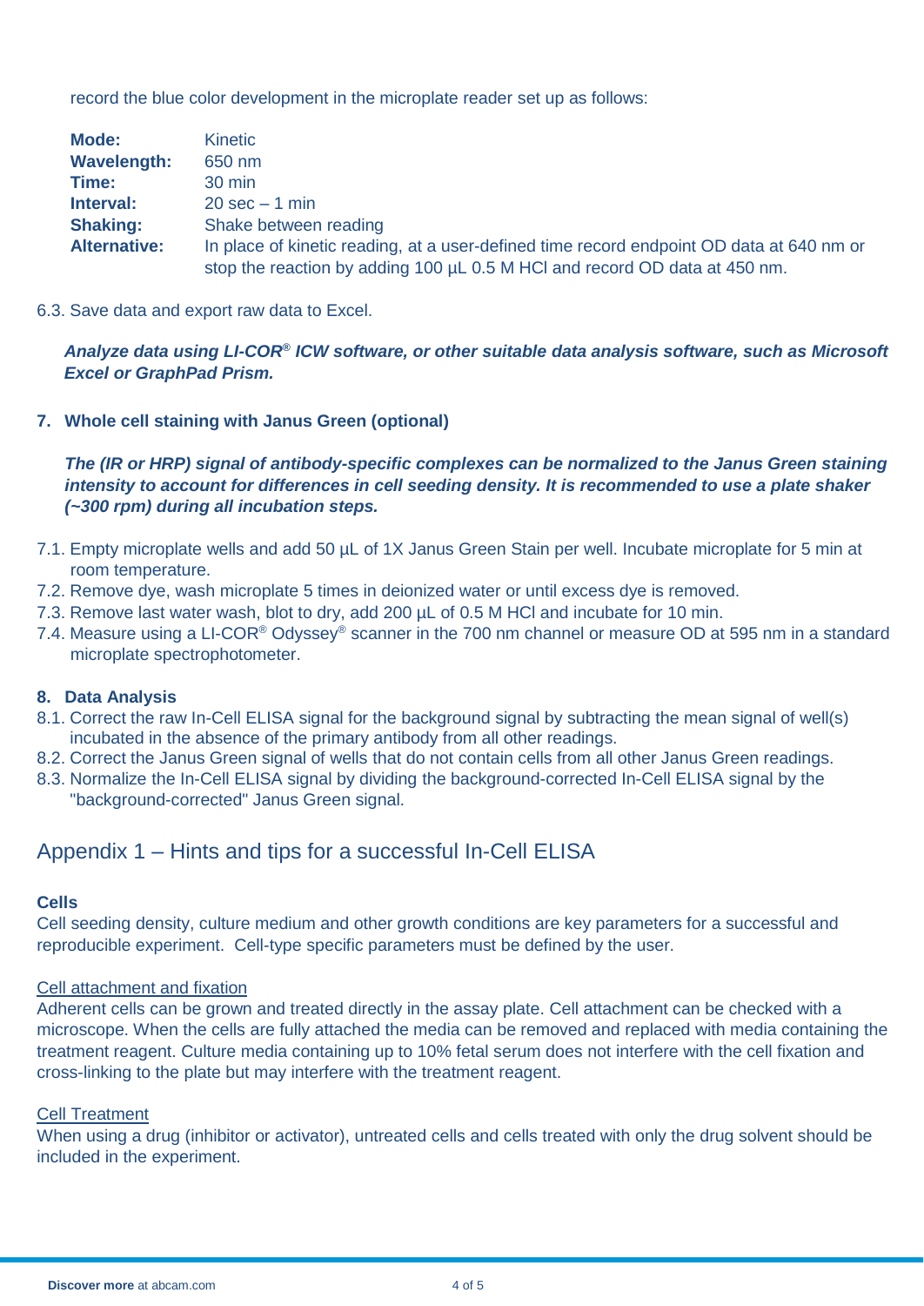record the blue color development in the microplate reader set up as follows:

| | |
|---|---|
| **Mode:** | Kinetic |
| **Wavelength:** | 650 nm |
| **Time:** | 30 min |
| **Interval:** | 20 sec – 1 min |
| **Shaking:** | Shake between reading |
| **Alternative:** | In place of kinetic reading, at a user-defined time record endpoint OD data at 640 nm or stop the reaction by adding 100 µL 0.5 M HCl and record OD data at 450 nm. |

6.3. Save data and export raw data to Excel.

***Analyze data using LI-COR® ICW software, or other suitable data analysis software, such as Microsoft Excel or GraphPad Prism.***

**7. Whole cell staining with Janus Green (optional)**

***The (IR or HRP) signal of antibody-specific complexes can be normalized to the Janus Green staining intensity to account for differences in cell seeding density. It is recommended to use a plate shaker (~300 rpm) during all incubation steps.***

7.1. Empty microplate wells and add 50 µL of 1X Janus Green Stain per well. Incubate microplate for 5 min at room temperature.
7.2. Remove dye, wash microplate 5 times in deionized water or until excess dye is removed.
7.3. Remove last water wash, blot to dry, add 200 µL of 0.5 M HCl and incubate for 10 min.
7.4. Measure using a LI-COR® Odyssey® scanner in the 700 nm channel or measure OD at 595 nm in a standard microplate spectrophotometer.

**8. Data Analysis**

8.1. Correct the raw In-Cell ELISA signal for the background signal by subtracting the mean signal of well(s) incubated in the absence of the primary antibody from all other readings.
8.2. Correct the Janus Green signal of wells that do not contain cells from all other Janus Green readings.
8.3. Normalize the In-Cell ELISA signal by dividing the background-corrected In-Cell ELISA signal by the "background-corrected" Janus Green signal.

## Appendix 1 – Hints and tips for a successful In-Cell ELISA

**Cells**

Cell seeding density, culture medium and other growth conditions are key parameters for a successful and reproducible experiment. Cell-type specific parameters must be defined by the user.

Cell attachment and fixation

Adherent cells can be grown and treated directly in the assay plate. Cell attachment can be checked with a microscope. When the cells are fully attached the media can be removed and replaced with media containing the treatment reagent. Culture media containing up to 10% fetal serum does not interfere with the cell fixation and cross-linking to the plate but may interfere with the treatment reagent.

Cell Treatment

When using a drug (inhibitor or activator), untreated cells and cells treated with only the drug solvent should be included in the experiment.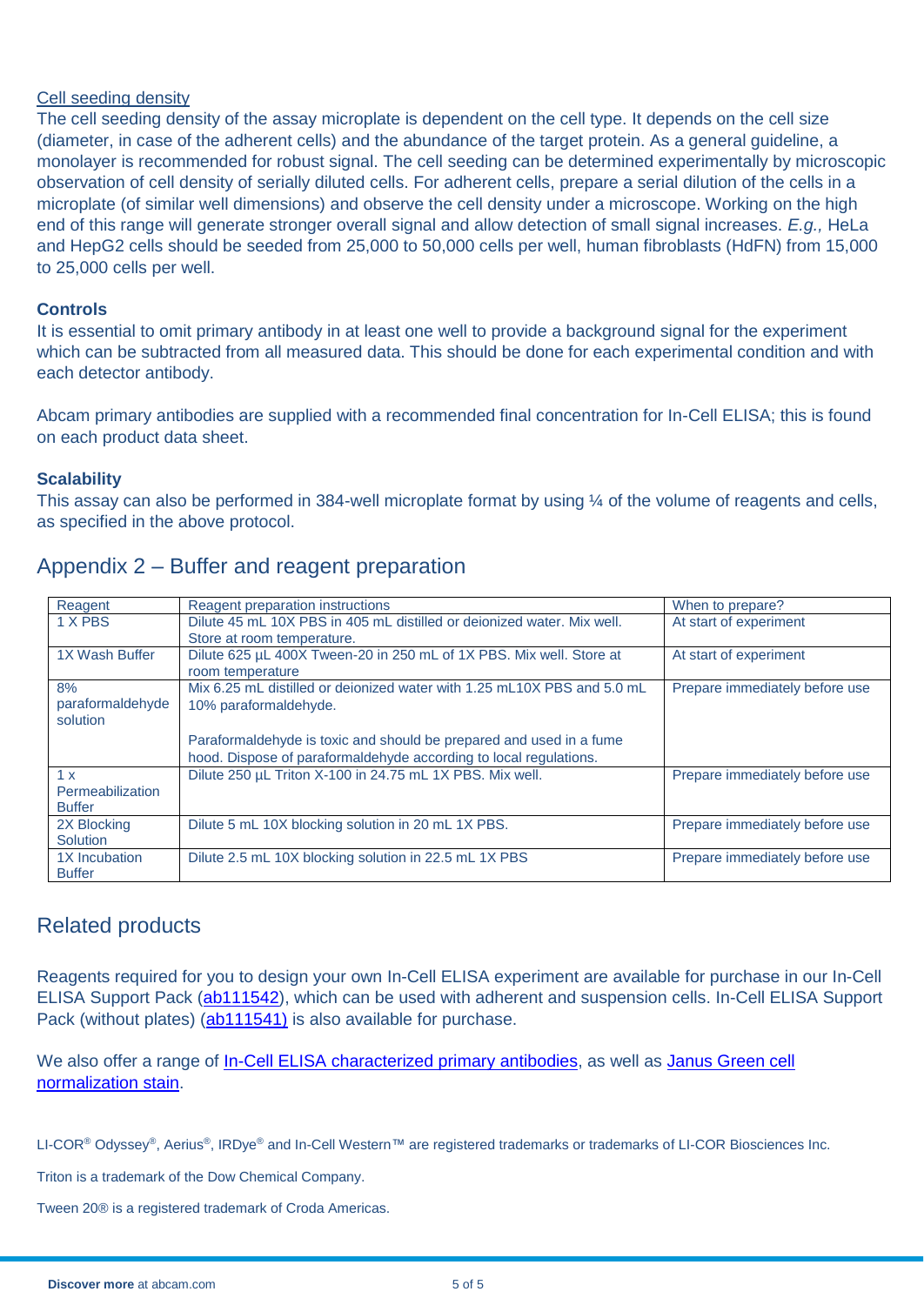Cell seeding density

The cell seeding density of the assay microplate is dependent on the cell type. It depends on the cell size (diameter, in case of the adherent cells) and the abundance of the target protein. As a general guideline, a monolayer is recommended for robust signal. The cell seeding can be determined experimentally by microscopic observation of cell density of serially diluted cells. For adherent cells, prepare a serial dilution of the cells in a microplate (of similar well dimensions) and observe the cell density under a microscope. Working on the high end of this range will generate stronger overall signal and allow detection of small signal increases. *E.g.,* HeLa and HepG2 cells should be seeded from 25,000 to 50,000 cells per well, human fibroblasts (HdFN) from 15,000 to 25,000 cells per well.

**Controls**

It is essential to omit primary antibody in at least one well to provide a background signal for the experiment which can be subtracted from all measured data. This should be done for each experimental condition and with each detector antibody.

Abcam primary antibodies are supplied with a recommended final concentration for In-Cell ELISA; this is found on each product data sheet.

**Scalability**

This assay can also be performed in 384-well microplate format by using ¼ of the volume of reagents and cells, as specified in the above protocol.

## Appendix 2 – Buffer and reagent preparation

| Reagent | Reagent preparation instructions | When to prepare? |
|---|---|---|
| 1 X PBS | Dilute 45 mL 10X PBS in 405 mL distilled or deionized water. Mix well. Store at room temperature. | At start of experiment |
| 1X Wash Buffer | Dilute 625 µL 400X Tween-20 in 250 mL of 1X PBS. Mix well. Store at room temperature | At start of experiment |
| 8% paraformaldehyde solution | Mix 6.25 mL distilled or deionized water with 1.25 mL10X PBS and 5.0 mL 10% paraformaldehyde. Paraformaldehyde is toxic and should be prepared and used in a fume hood. Dispose of paraformaldehyde according to local regulations. | Prepare immediately before use |
| 1 x Permeabilization Buffer | Dilute 250 µL Triton X-100 in 24.75 mL 1X PBS. Mix well. | Prepare immediately before use |
| 2X Blocking Solution | Dilute 5 mL 10X blocking solution in 20 mL 1X PBS. | Prepare immediately before use |
| 1X Incubation Buffer | Dilute 2.5 mL 10X blocking solution in 22.5 mL 1X PBS | Prepare immediately before use |

## Related products

Reagents required for you to design your own In-Cell ELISA experiment are available for purchase in our In-Cell ELISA Support Pack (ab111542), which can be used with adherent and suspension cells. In-Cell ELISA Support Pack (without plates) (ab111541) is also available for purchase.

We also offer a range of In-Cell ELISA characterized primary antibodies, as well as Janus Green cell normalization stain.

LI-COR® Odyssey®, Aerius®, IRDye® and In-Cell Western™ are registered trademarks or trademarks of LI-COR Biosciences Inc.

Triton is a trademark of the Dow Chemical Company.

Tween 20® is a registered trademark of Croda Americas.

**Discover more** at abcam.com